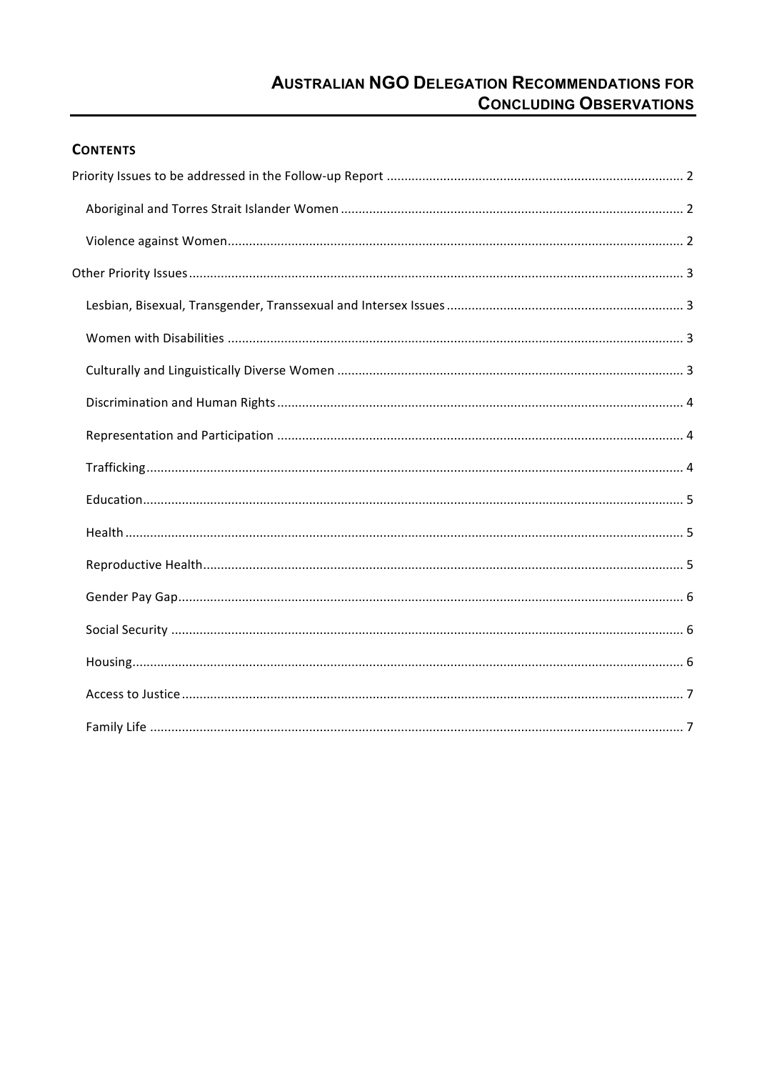# Australian NGO Delegation Recommendations for Concluding Observations

## Contents

- Priority Issues to be addressed in the Follow-up Report ..... 2
  - Aboriginal and Torres Strait Islander Women ..... 2
  - Violence against Women ..... 2
- Other Priority Issues ..... 3
  - Lesbian, Bisexual, Transgender, Transsexual and Intersex Issues ..... 3
  - Women with Disabilities ..... 3
  - Culturally and Linguistically Diverse Women ..... 3
  - Discrimination and Human Rights ..... 4
  - Representation and Participation ..... 4
  - Trafficking ..... 4
  - Education ..... 5
  - Health ..... 5
  - Reproductive Health ..... 5
  - Gender Pay Gap ..... 6
  - Social Security ..... 6
  - Housing ..... 6
  - Access to Justice ..... 7
  - Family Life ..... 7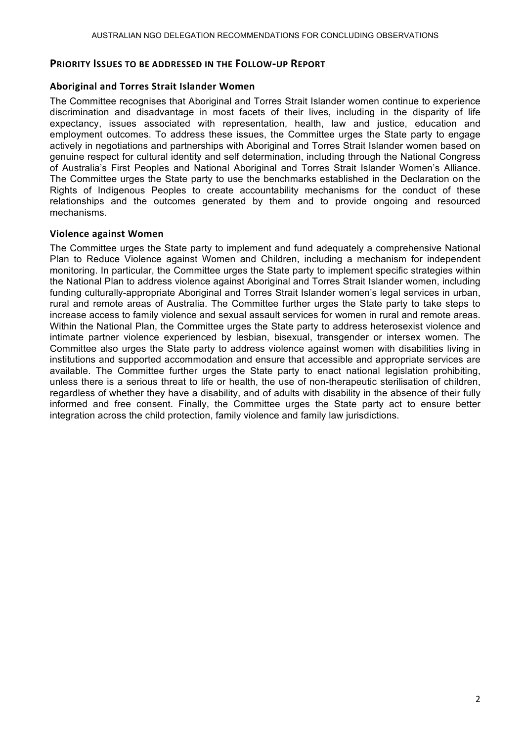## Priority Issues to be addressed in the Follow-up Report

### Aboriginal and Torres Strait Islander Women

The Committee recognises that Aboriginal and Torres Strait Islander women continue to experience discrimination and disadvantage in most facets of their lives, including in the disparity of life expectancy, issues associated with representation, health, law and justice, education and employment outcomes. To address these issues, the Committee urges the State party to engage actively in negotiations and partnerships with Aboriginal and Torres Strait Islander women based on genuine respect for cultural identity and self determination, including through the National Congress of Australia's First Peoples and National Aboriginal and Torres Strait Islander Women's Alliance. The Committee urges the State party to use the benchmarks established in the Declaration on the Rights of Indigenous Peoples to create accountability mechanisms for the conduct of these relationships and the outcomes generated by them and to provide ongoing and resourced mechanisms.

### Violence against Women

The Committee urges the State party to implement and fund adequately a comprehensive National Plan to Reduce Violence against Women and Children, including a mechanism for independent monitoring. In particular, the Committee urges the State party to implement specific strategies within the National Plan to address violence against Aboriginal and Torres Strait Islander women, including funding culturally-appropriate Aboriginal and Torres Strait Islander women's legal services in urban, rural and remote areas of Australia. The Committee further urges the State party to take steps to increase access to family violence and sexual assault services for women in rural and remote areas. Within the National Plan, the Committee urges the State party to address heterosexist violence and intimate partner violence experienced by lesbian, bisexual, transgender or intersex women. The Committee also urges the State party to address violence against women with disabilities living in institutions and supported accommodation and ensure that accessible and appropriate services are available. The Committee further urges the State party to enact national legislation prohibiting, unless there is a serious threat to life or health, the use of non-therapeutic sterilisation of children, regardless of whether they have a disability, and of adults with disability in the absence of their fully informed and free consent. Finally, the Committee urges the State party act to ensure better integration across the child protection, family violence and family law jurisdictions.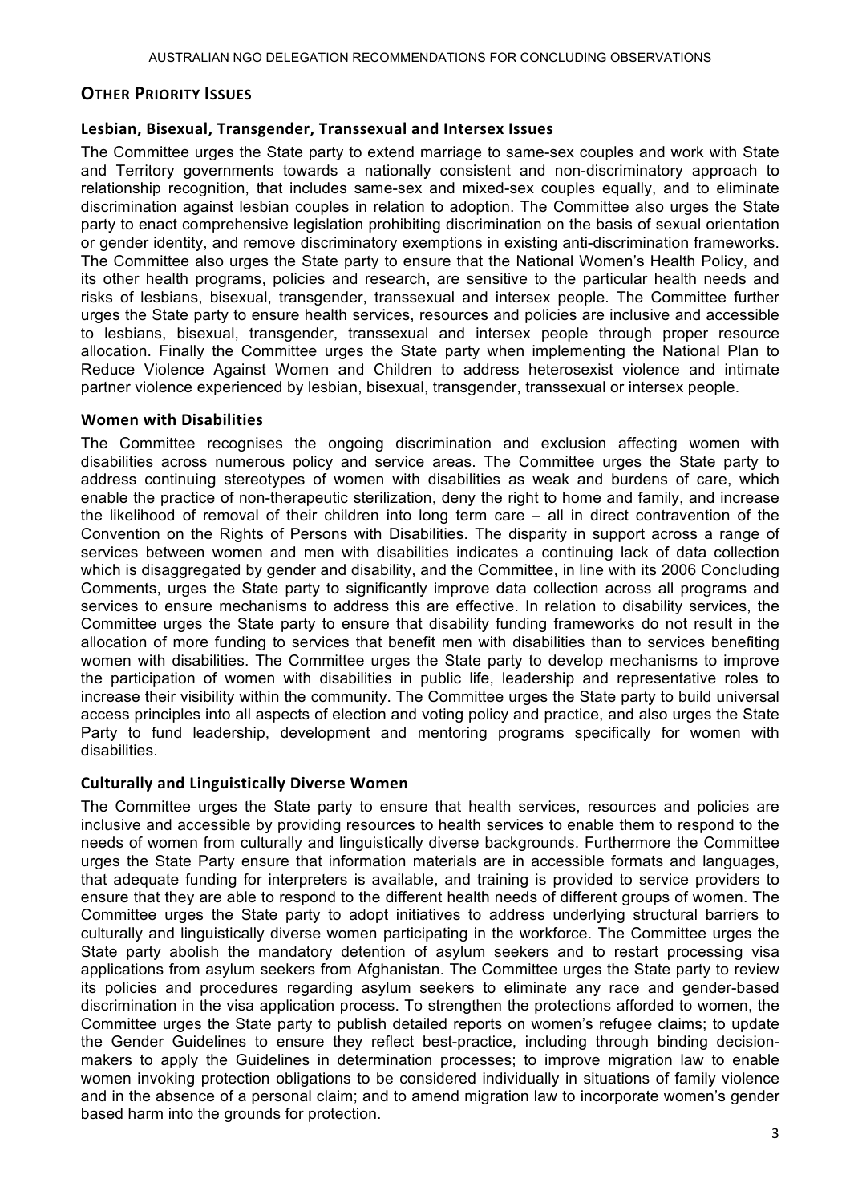## Other Priority Issues

### Lesbian, Bisexual, Transgender, Transsexual and Intersex Issues

The Committee urges the State party to extend marriage to same-sex couples and work with State and Territory governments towards a nationally consistent and non-discriminatory approach to relationship recognition, that includes same-sex and mixed-sex couples equally, and to eliminate discrimination against lesbian couples in relation to adoption. The Committee also urges the State party to enact comprehensive legislation prohibiting discrimination on the basis of sexual orientation or gender identity, and remove discriminatory exemptions in existing anti-discrimination frameworks. The Committee also urges the State party to ensure that the National Women's Health Policy, and its other health programs, policies and research, are sensitive to the particular health needs and risks of lesbians, bisexual, transgender, transsexual and intersex people. The Committee further urges the State party to ensure health services, resources and policies are inclusive and accessible to lesbians, bisexual, transgender, transsexual and intersex people through proper resource allocation. Finally the Committee urges the State party when implementing the National Plan to Reduce Violence Against Women and Children to address heterosexist violence and intimate partner violence experienced by lesbian, bisexual, transgender, transsexual or intersex people.

### Women with Disabilities

The Committee recognises the ongoing discrimination and exclusion affecting women with disabilities across numerous policy and service areas. The Committee urges the State party to address continuing stereotypes of women with disabilities as weak and burdens of care, which enable the practice of non-therapeutic sterilization, deny the right to home and family, and increase the likelihood of removal of their children into long term care – all in direct contravention of the Convention on the Rights of Persons with Disabilities. The disparity in support across a range of services between women and men with disabilities indicates a continuing lack of data collection which is disaggregated by gender and disability, and the Committee, in line with its 2006 Concluding Comments, urges the State party to significantly improve data collection across all programs and services to ensure mechanisms to address this are effective. In relation to disability services, the Committee urges the State party to ensure that disability funding frameworks do not result in the allocation of more funding to services that benefit men with disabilities than to services benefiting women with disabilities. The Committee urges the State party to develop mechanisms to improve the participation of women with disabilities in public life, leadership and representative roles to increase their visibility within the community. The Committee urges the State party to build universal access principles into all aspects of election and voting policy and practice, and also urges the State Party to fund leadership, development and mentoring programs specifically for women with disabilities.

### Culturally and Linguistically Diverse Women

The Committee urges the State party to ensure that health services, resources and policies are inclusive and accessible by providing resources to health services to enable them to respond to the needs of women from culturally and linguistically diverse backgrounds. Furthermore the Committee urges the State Party ensure that information materials are in accessible formats and languages, that adequate funding for interpreters is available, and training is provided to service providers to ensure that they are able to respond to the different health needs of different groups of women. The Committee urges the State party to adopt initiatives to address underlying structural barriers to culturally and linguistically diverse women participating in the workforce. The Committee urges the State party abolish the mandatory detention of asylum seekers and to restart processing visa applications from asylum seekers from Afghanistan. The Committee urges the State party to review its policies and procedures regarding asylum seekers to eliminate any race and gender-based discrimination in the visa application process. To strengthen the protections afforded to women, the Committee urges the State party to publish detailed reports on women's refugee claims; to update the Gender Guidelines to ensure they reflect best-practice, including through binding decision-makers to apply the Guidelines in determination processes; to improve migration law to enable women invoking protection obligations to be considered individually in situations of family violence and in the absence of a personal claim; and to amend migration law to incorporate women's gender based harm into the grounds for protection.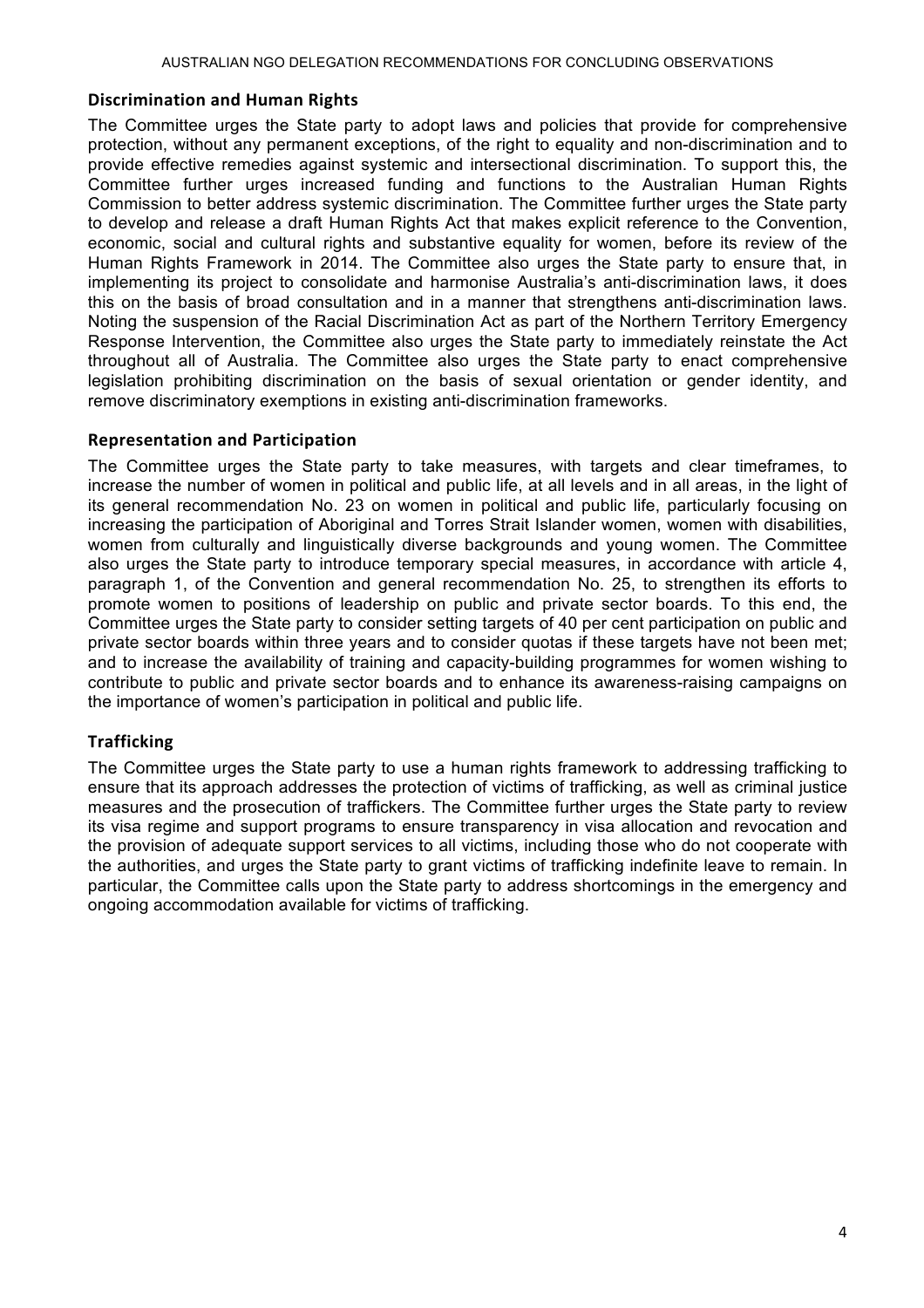## Discrimination and Human Rights

The Committee urges the State party to adopt laws and policies that provide for comprehensive protection, without any permanent exceptions, of the right to equality and non-discrimination and to provide effective remedies against systemic and intersectional discrimination. To support this, the Committee further urges increased funding and functions to the Australian Human Rights Commission to better address systemic discrimination. The Committee further urges the State party to develop and release a draft Human Rights Act that makes explicit reference to the Convention, economic, social and cultural rights and substantive equality for women, before its review of the Human Rights Framework in 2014. The Committee also urges the State party to ensure that, in implementing its project to consolidate and harmonise Australia's anti-discrimination laws, it does this on the basis of broad consultation and in a manner that strengthens anti-discrimination laws. Noting the suspension of the Racial Discrimination Act as part of the Northern Territory Emergency Response Intervention, the Committee also urges the State party to immediately reinstate the Act throughout all of Australia. The Committee also urges the State party to enact comprehensive legislation prohibiting discrimination on the basis of sexual orientation or gender identity, and remove discriminatory exemptions in existing anti-discrimination frameworks.

## Representation and Participation

The Committee urges the State party to take measures, with targets and clear timeframes, to increase the number of women in political and public life, at all levels and in all areas, in the light of its general recommendation No. 23 on women in political and public life, particularly focusing on increasing the participation of Aboriginal and Torres Strait Islander women, women with disabilities, women from culturally and linguistically diverse backgrounds and young women. The Committee also urges the State party to introduce temporary special measures, in accordance with article 4, paragraph 1, of the Convention and general recommendation No. 25, to strengthen its efforts to promote women to positions of leadership on public and private sector boards. To this end, the Committee urges the State party to consider setting targets of 40 per cent participation on public and private sector boards within three years and to consider quotas if these targets have not been met; and to increase the availability of training and capacity-building programmes for women wishing to contribute to public and private sector boards and to enhance its awareness-raising campaigns on the importance of women's participation in political and public life.

## Trafficking

The Committee urges the State party to use a human rights framework to addressing trafficking to ensure that its approach addresses the protection of victims of trafficking, as well as criminal justice measures and the prosecution of traffickers. The Committee further urges the State party to review its visa regime and support programs to ensure transparency in visa allocation and revocation and the provision of adequate support services to all victims, including those who do not cooperate with the authorities, and urges the State party to grant victims of trafficking indefinite leave to remain. In particular, the Committee calls upon the State party to address shortcomings in the emergency and ongoing accommodation available for victims of trafficking.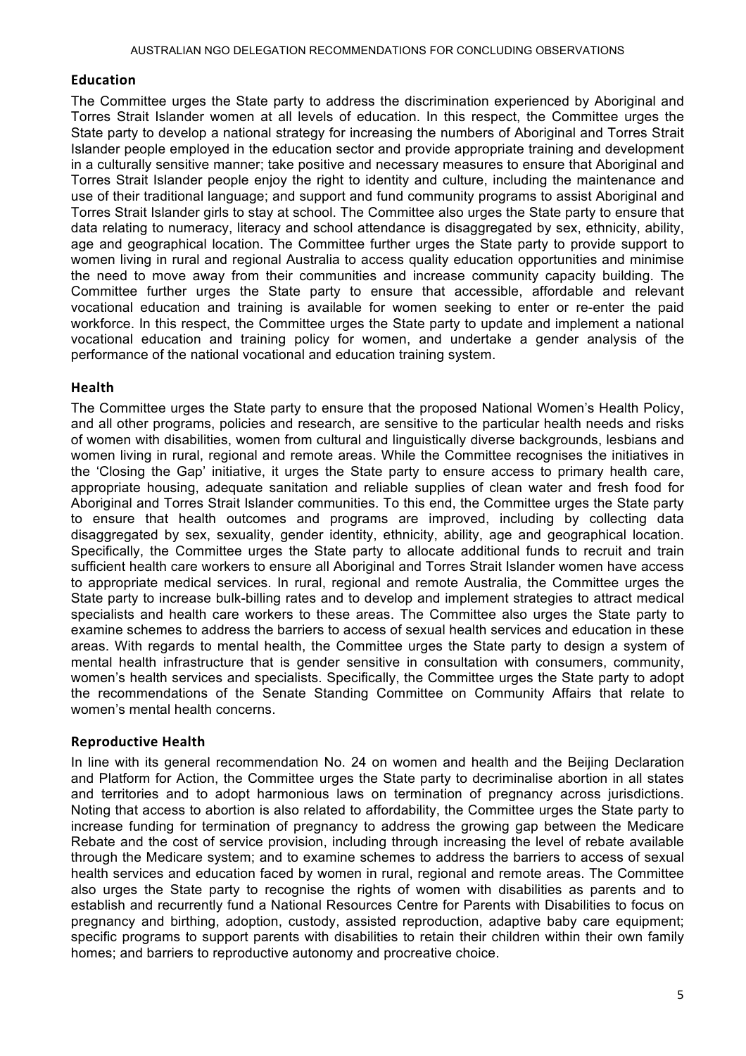## Education

The Committee urges the State party to address the discrimination experienced by Aboriginal and Torres Strait Islander women at all levels of education. In this respect, the Committee urges the State party to develop a national strategy for increasing the numbers of Aboriginal and Torres Strait Islander people employed in the education sector and provide appropriate training and development in a culturally sensitive manner; take positive and necessary measures to ensure that Aboriginal and Torres Strait Islander people enjoy the right to identity and culture, including the maintenance and use of their traditional language; and support and fund community programs to assist Aboriginal and Torres Strait Islander girls to stay at school. The Committee also urges the State party to ensure that data relating to numeracy, literacy and school attendance is disaggregated by sex, ethnicity, ability, age and geographical location. The Committee further urges the State party to provide support to women living in rural and regional Australia to access quality education opportunities and minimise the need to move away from their communities and increase community capacity building. The Committee further urges the State party to ensure that accessible, affordable and relevant vocational education and training is available for women seeking to enter or re-enter the paid workforce. In this respect, the Committee urges the State party to update and implement a national vocational education and training policy for women, and undertake a gender analysis of the performance of the national vocational and education training system.

## Health

The Committee urges the State party to ensure that the proposed National Women's Health Policy, and all other programs, policies and research, are sensitive to the particular health needs and risks of women with disabilities, women from cultural and linguistically diverse backgrounds, lesbians and women living in rural, regional and remote areas. While the Committee recognises the initiatives in the 'Closing the Gap' initiative, it urges the State party to ensure access to primary health care, appropriate housing, adequate sanitation and reliable supplies of clean water and fresh food for Aboriginal and Torres Strait Islander communities. To this end, the Committee urges the State party to ensure that health outcomes and programs are improved, including by collecting data disaggregated by sex, sexuality, gender identity, ethnicity, ability, age and geographical location. Specifically, the Committee urges the State party to allocate additional funds to recruit and train sufficient health care workers to ensure all Aboriginal and Torres Strait Islander women have access to appropriate medical services. In rural, regional and remote Australia, the Committee urges the State party to increase bulk-billing rates and to develop and implement strategies to attract medical specialists and health care workers to these areas. The Committee also urges the State party to examine schemes to address the barriers to access of sexual health services and education in these areas. With regards to mental health, the Committee urges the State party to design a system of mental health infrastructure that is gender sensitive in consultation with consumers, community, women's health services and specialists. Specifically, the Committee urges the State party to adopt the recommendations of the Senate Standing Committee on Community Affairs that relate to women's mental health concerns.

## Reproductive Health

In line with its general recommendation No. 24 on women and health and the Beijing Declaration and Platform for Action, the Committee urges the State party to decriminalise abortion in all states and territories and to adopt harmonious laws on termination of pregnancy across jurisdictions. Noting that access to abortion is also related to affordability, the Committee urges the State party to increase funding for termination of pregnancy to address the growing gap between the Medicare Rebate and the cost of service provision, including through increasing the level of rebate available through the Medicare system; and to examine schemes to address the barriers to access of sexual health services and education faced by women in rural, regional and remote areas. The Committee also urges the State party to recognise the rights of women with disabilities as parents and to establish and recurrently fund a National Resources Centre for Parents with Disabilities to focus on pregnancy and birthing, adoption, custody, assisted reproduction, adaptive baby care equipment; specific programs to support parents with disabilities to retain their children within their own family homes; and barriers to reproductive autonomy and procreative choice.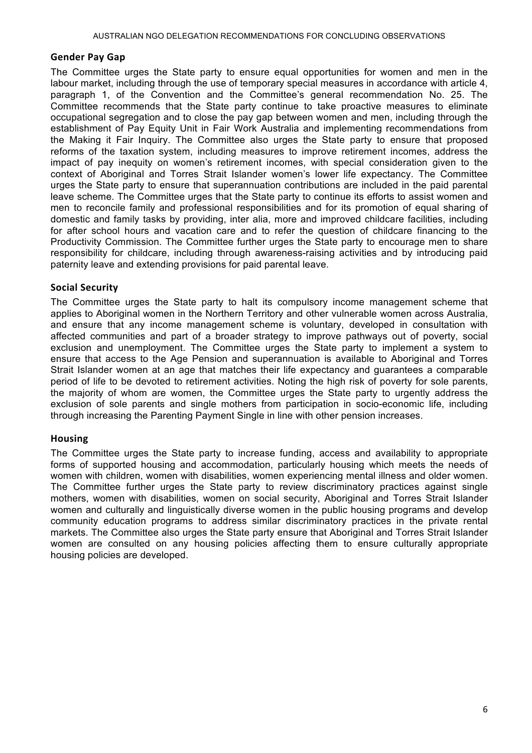## Gender Pay Gap

The Committee urges the State party to ensure equal opportunities for women and men in the labour market, including through the use of temporary special measures in accordance with article 4, paragraph 1, of the Convention and the Committee's general recommendation No. 25. The Committee recommends that the State party continue to take proactive measures to eliminate occupational segregation and to close the pay gap between women and men, including through the establishment of Pay Equity Unit in Fair Work Australia and implementing recommendations from the Making it Fair Inquiry. The Committee also urges the State party to ensure that proposed reforms of the taxation system, including measures to improve retirement incomes, address the impact of pay inequity on women's retirement incomes, with special consideration given to the context of Aboriginal and Torres Strait Islander women's lower life expectancy. The Committee urges the State party to ensure that superannuation contributions are included in the paid parental leave scheme. The Committee urges that the State party to continue its efforts to assist women and men to reconcile family and professional responsibilities and for its promotion of equal sharing of domestic and family tasks by providing, inter alia, more and improved childcare facilities, including for after school hours and vacation care and to refer the question of childcare financing to the Productivity Commission. The Committee further urges the State party to encourage men to share responsibility for childcare, including through awareness-raising activities and by introducing paid paternity leave and extending provisions for paid parental leave.

## Social Security

The Committee urges the State party to halt its compulsory income management scheme that applies to Aboriginal women in the Northern Territory and other vulnerable women across Australia, and ensure that any income management scheme is voluntary, developed in consultation with affected communities and part of a broader strategy to improve pathways out of poverty, social exclusion and unemployment. The Committee urges the State party to implement a system to ensure that access to the Age Pension and superannuation is available to Aboriginal and Torres Strait Islander women at an age that matches their life expectancy and guarantees a comparable period of life to be devoted to retirement activities. Noting the high risk of poverty for sole parents, the majority of whom are women, the Committee urges the State party to urgently address the exclusion of sole parents and single mothers from participation in socio-economic life, including through increasing the Parenting Payment Single in line with other pension increases.

## Housing

The Committee urges the State party to increase funding, access and availability to appropriate forms of supported housing and accommodation, particularly housing which meets the needs of women with children, women with disabilities, women experiencing mental illness and older women. The Committee further urges the State party to review discriminatory practices against single mothers, women with disabilities, women on social security, Aboriginal and Torres Strait Islander women and culturally and linguistically diverse women in the public housing programs and develop community education programs to address similar discriminatory practices in the private rental markets. The Committee also urges the State party ensure that Aboriginal and Torres Strait Islander women are consulted on any housing policies affecting them to ensure culturally appropriate housing policies are developed.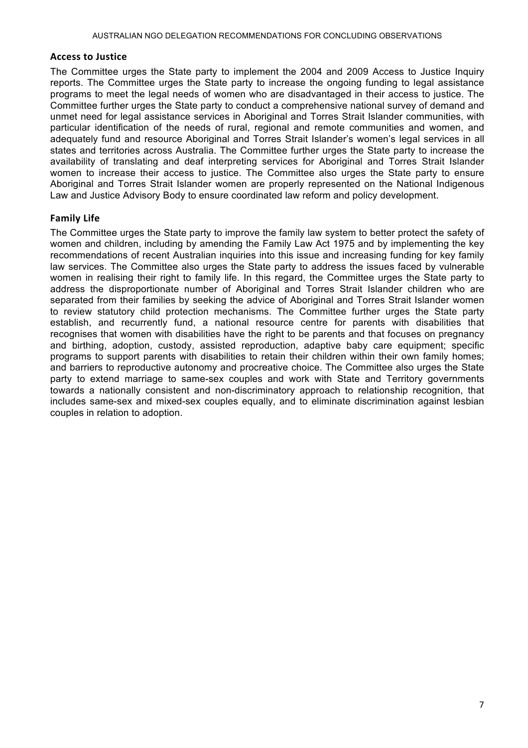## Access to Justice

The Committee urges the State party to implement the 2004 and 2009 Access to Justice Inquiry reports. The Committee urges the State party to increase the ongoing funding to legal assistance programs to meet the legal needs of women who are disadvantaged in their access to justice. The Committee further urges the State party to conduct a comprehensive national survey of demand and unmet need for legal assistance services in Aboriginal and Torres Strait Islander communities, with particular identification of the needs of rural, regional and remote communities and women, and adequately fund and resource Aboriginal and Torres Strait Islander's women's legal services in all states and territories across Australia. The Committee further urges the State party to increase the availability of translating and deaf interpreting services for Aboriginal and Torres Strait Islander women to increase their access to justice. The Committee also urges the State party to ensure Aboriginal and Torres Strait Islander women are properly represented on the National Indigenous Law and Justice Advisory Body to ensure coordinated law reform and policy development.

## Family Life

The Committee urges the State party to improve the family law system to better protect the safety of women and children, including by amending the Family Law Act 1975 and by implementing the key recommendations of recent Australian inquiries into this issue and increasing funding for key family law services. The Committee also urges the State party to address the issues faced by vulnerable women in realising their right to family life. In this regard, the Committee urges the State party to address the disproportionate number of Aboriginal and Torres Strait Islander children who are separated from their families by seeking the advice of Aboriginal and Torres Strait Islander women to review statutory child protection mechanisms. The Committee further urges the State party establish, and recurrently fund, a national resource centre for parents with disabilities that recognises that women with disabilities have the right to be parents and that focuses on pregnancy and birthing, adoption, custody, assisted reproduction, adaptive baby care equipment; specific programs to support parents with disabilities to retain their children within their own family homes; and barriers to reproductive autonomy and procreative choice. The Committee also urges the State party to extend marriage to same-sex couples and work with State and Territory governments towards a nationally consistent and non-discriminatory approach to relationship recognition, that includes same-sex and mixed-sex couples equally, and to eliminate discrimination against lesbian couples in relation to adoption.